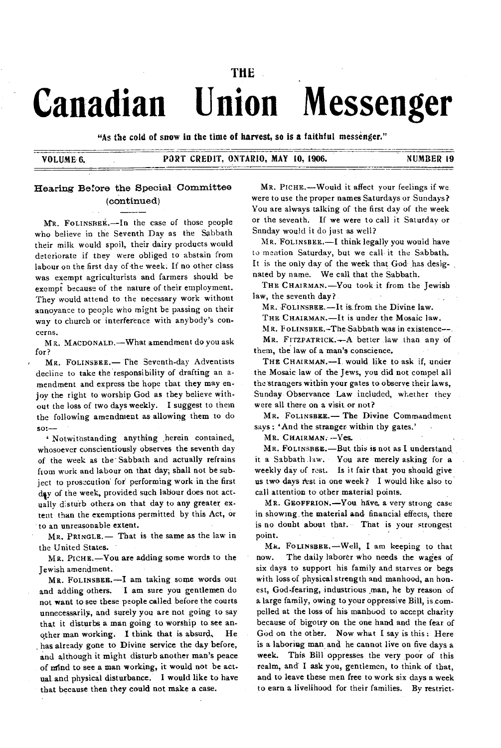# THE Canadian Union Messenger

"As the cold of snow in the time of harvest, so is a faithful messenger."

VOLUME 6. PORT CREDIT, ONTARIO, MAY 10, 1906. NUMBER 19

## Hearing Before the Special Committee (continued)

MR. FOLINSBEE.—In the case of those people who believe in the Seventh Day as the Sabbath their milk would spoil, their dairy products would deteriorate if they were obliged to abstain from labour on the first day of the week. If no other class was exempt agriculturists and farmers should be exempt because of the nature of their employment. They would attend to the necessary work without annoyance to people who might be passing on their way to church or interference with anybody's concerns.

MR. MACDONALD.—What amendment do you ask for?

MR. FOLINSBEE.— The Seventh-day Adventists decline to take the responsibility of drafting an amendment and express the hope that they may enjoy the right to worship God as they believe without the loss of two days weekly. I suggest to them the following amendment as allowing them to do so:—

'Notwithstanding anything herein contained, whosoever conscientiously observes the seventh day of the week as the Sabbath and actually refrains from work and labour on that day, shall not be subject to prosecution for performing work in the first day of the week, provided such labour does not actually disturb others on that day to any greater extent than the exemptions permitted by this Act, or to an unreasonable extent.

MR. PRINGLE.— That is the same as the law in the United States.

MR. PICHE.—You are adding some words to the Jewish amendment.

MR. FOLINSBEE.—I am taking some words out and adding others. I am sure you gentlemen do not want to see these people called before the courts unnecessarily, and surely you are not going to say that it disturbs a man going to worship to see another man working. I think that is absurd. He has already gone to Divine service the day before, and although it might disturb another man's peace of mind to see a man working, it would not be actual and physical disturbance. I would like to have that because then they could not make a case.

MR. PICHE.—Would it affect your feelings if we were to use the proper names Saturdays or Sundays? You are always talking of the first day of the week or the seventh. If we were to call it Saturday or Snnday would it do just as well?

MR. FOLINSBEE.—I think legally you would have to mention Saturday, but we call it the Sabbath. It is the only day of the week that God has designated by name. We call that the Sabbath.

THE CHAIRMAN.—You took it from the Jewish law, the seventh day?

MR. FOLINSBEE.—It is from the Divine law.

THE CHAIRMAN.—It is under the Mosaic law.

MR. FOLINSBEE.—The Sabbath was in existence—.

MR. FITZPATRICK.—A better law than any of them, the law of a man's conscience.

THE CHAIRMAN.—I would like to ask if, under the Mosaic law of the Jews, you did not compel all the strangers within your gates to observe their laws, Sunday Observance Law included, whether they were all there on a visit or not?

MR. FOLINSBEE.— The Divine Commandment says: 'And the stranger within thy gates.'

MR. CHAIRMAN.—Yes.

MR. FOLINSBEE.—But this is not as I understand it a Sabbath law. You are merely asking for a weekly day of rest. Is it fair that you should give us two days rest in one week? I would like also to call attention to other material points.

MR. GEOFFRION.—You have a very strong case in showing the material and financial effects, there is no doubt about that. That is your strongest point.

MR. FOLINSBEE.—Well, I am keeping to that now. The daily laborer who needs the wages of six days to support his family and starves or begs with loss of physical strength and manhood, an honest, God-fearing, industrious man, he by reason of a large family, owing to your oppressive Bill, is compelled at the loss of his manhood to accept charity because of bigotry on the one hand and the fear of God on the other. Now what I say is this: Here is a laboring man and he cannot live on five days a week. This Bill oppresses the very poor of this realm, and I ask you, gentlemen, to think of that, and to leave these men free to work six days a week to earn a livelihood for their families. By restrict-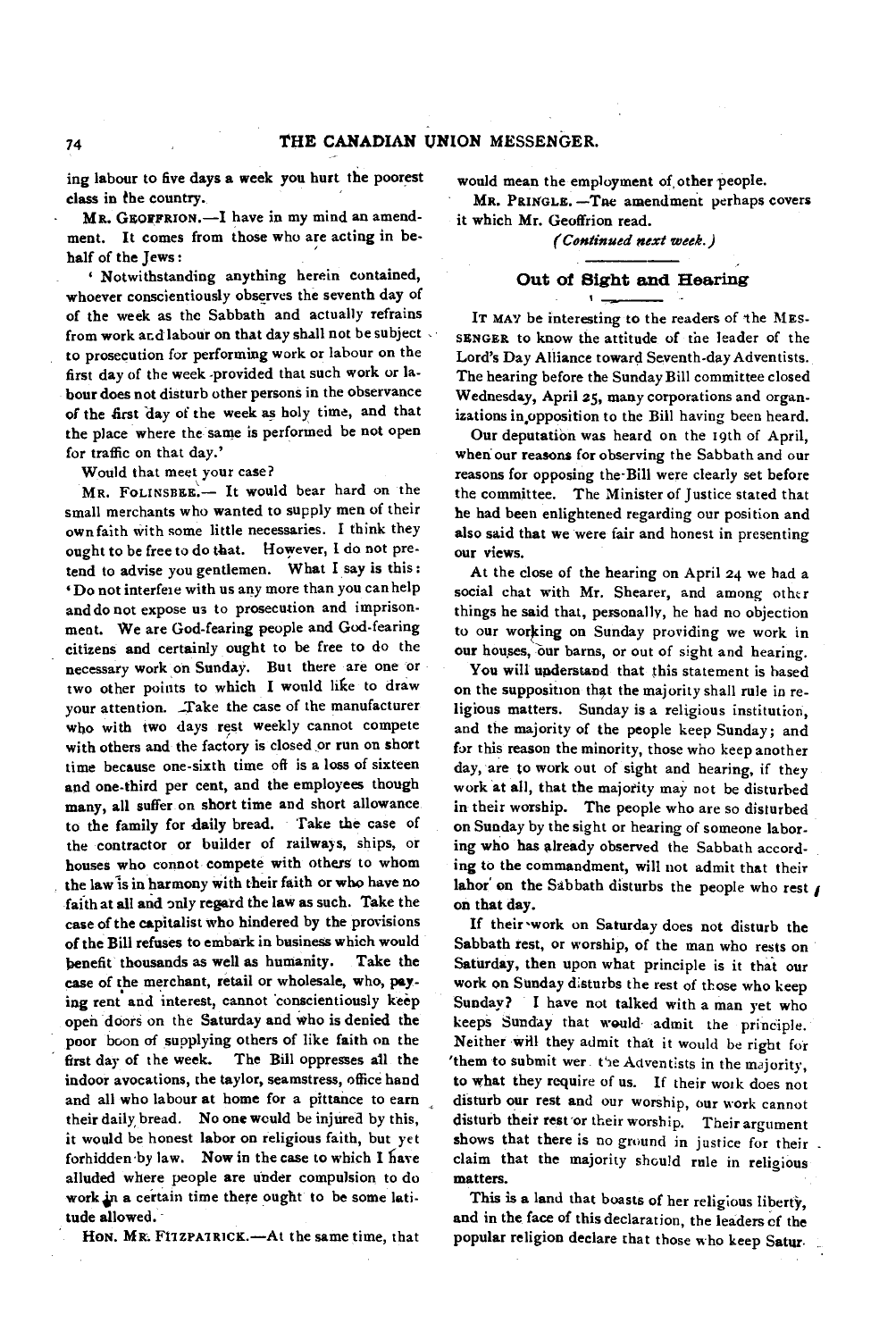ing labour to five days a week you hurt the poorest class in the country.

MR. GEOFFRION.—I have in my mind an amendment. It comes from those who are acting in behalf of the Jews:

'Notwithstanding anything herein contained, whoever conscientiously observes the seventh day of of the week as the Sabbath and actually refrains from work and labour on that day shall not be subject to prosecution for performing work or labour on the first day of the week provided that such work or labour does not disturb other persons in the observance of the first day of the week as holy time, and that the place where the same is performed be not open for traffic on that day.'

Would that meet your case?

MR. FOLINSBEE.— It would bear hard on the small merchants who wanted to supply men of their own faith with some little necessaries. I think they ought to be free to do that. However, I do not pretend to advise you gentlemen. What I say is this: 'Do not interfere with us any more than you can help and do not expose us to prosecution and imprisonment. We are God-fearing people and God-fearing citizens and certainly ought to be free to do the necessary work on Sunday. But there are one or two other points to which I would like to draw your attention. Take the case of the manufacturer who with two days rest weekly cannot compete with others and the factory is closed or run on short time because one-sixth time off is a loss of sixteen and one-third per cent, and the employees though many, all suffer on short time and short allowance to the family for daily bread. Take the case of the contractor or builder of railways, ships, or houses who connot compete with others to whom the law is in harmony with their faith or who have no faith at all and only regard the law as such. Take the case of the capitalist who hindered by the provisions of the Bill refuses to embark in business which would benefit thousands as well as humanity. Take the case of the merchant, retail or wholesale, who, paying rent and interest, cannot conscientiously keep open doors on the Saturday and who is denied the poor boon of supplying others of like faith on the first day of the week. The Bill oppresses all the indoor avocations, the taylor, seamstress, office hand and all who labour at home for a pittance to earn their daily bread. No one would be injured by this, it would be honest labor on religious faith, but yet forbidden by law. Now in the case to which I have alluded where people are under compulsion to do work in a certain time there ought to be some latitude allowed.

HON. MR. FITZPATRICK.—At the same time, that would mean the employment of other people.

MR. PRINGLE.—The amendment perhaps covers it which Mr. Geoffrion read.

*(Continued next week.)*

## Out of Sight and Hearing

IT MAY be interesting to the readers of the MESSENGER to know the attitude of the leader of the Lord's Day Alliance toward Seventh-day Adventists. The hearing before the Sunday Bill committee closed Wednesday, April 25, many corporations and organizations in opposition to the Bill having been heard.

Our deputation was heard on the 19th of April, when our reasons for observing the Sabbath and our reasons for opposing the Bill were clearly set before the committee. The Minister of Justice stated that he had been enlightened regarding our position and also said that we were fair and honest in presenting our views.

At the close of the hearing on April 24 we had a social chat with Mr. Shearer, and among other things he said that, personally, he had no objection to our working on Sunday providing we work in our houses, our barns, or out of sight and hearing.

You will understand that this statement is based on the supposition that the majority shall rule in religious matters. Sunday is a religious institution, and the majority of the people keep Sunday; and for this reason the minority, those who keep another day, are to work out of sight and hearing, if they work at all, that the majority may not be disturbed in their worship. The people who are so disturbed on Sunday by the sight or hearing of someone laboring who has already observed the Sabbath according to the commandment, will not admit that their labor on the Sabbath disturbs the people who rest on that day.

If their work on Saturday does not disturb the Sabbath rest, or worship, of the man who rests on Saturday, then upon what principle is it that our work on Sunday disturbs the rest of those who keep Sunday? I have not talked with a man yet who keeps Sunday that would admit the principle. Neither will they admit that it would be right for them to submit wer the Adventists in the majority, to what they require of us. If their work does not disturb our rest and our worship, our work cannot disturb their rest or their worship. Their argument shows that there is no ground in justice for their claim that the majority should rule in religious matters.

This is a land that boasts of her religious liberty, and in the face of this declaration, the leaders of the popular religion declare that those who keep Satur-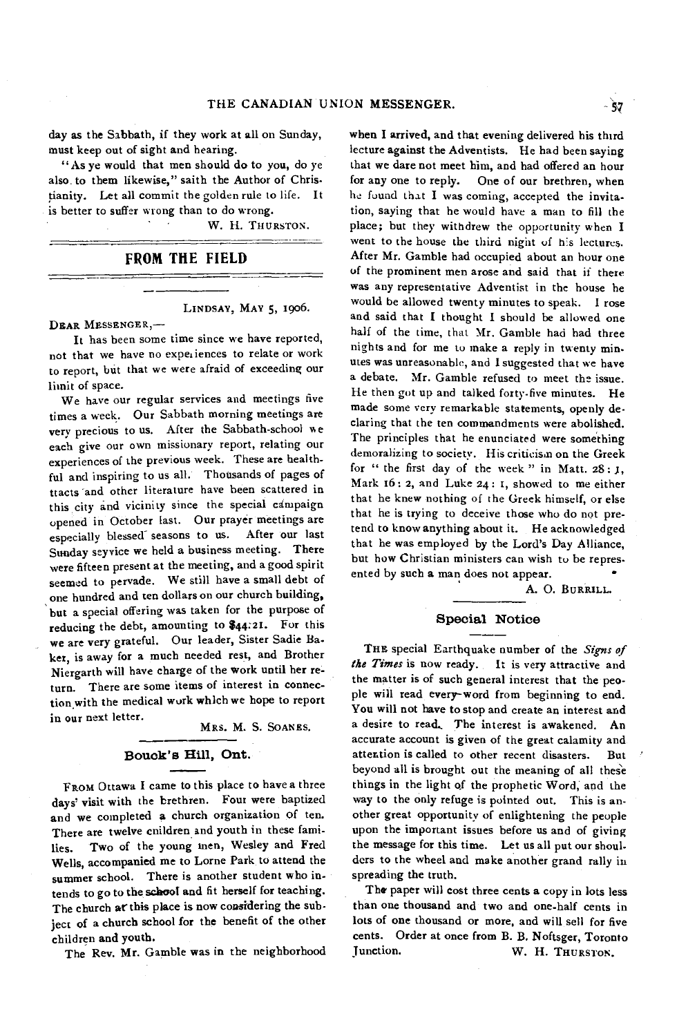day as the Sabbath, if they work at all on Sunday, must keep out of sight and hearing.

"As ye would that men should do to you, do ye also to them likewise," saith the Author of Christianity. Let all commit the golden rule to life. It is better to suffer wrong than to do wrong.

W. H. THURSTON.

## FROM THE FIELD

LINDSAY, MAY 5, 1906.

DEAR MESSENGER,—

It has been some time since we have reported, not that we have no experiences to relate or work to report, but that we were afraid of exceeding our limit of space.

We have our regular services and meetings five times a week. Our Sabbath morning meetings are very precious to us. After the Sabbath-school we each give our own missionary report, relating our experiences of the previous week. These are healthful and inspiring to us all. Thousands of pages of tracts and other literature have been scattered in this city and vicinity since the special campaign opened in October last. Our prayer meetings are especially blessed seasons to us. After our last Sunday seyvice we held a business meeting. There were fifteen present at the meeting, and a good spirit seemed to pervade. We still have a small debt of one hundred and ten dollars on our church building, but a special offering was taken for the purpose of reducing the debt, amounting to $44.21. For this we are very grateful. Our leader, Sister Sadie Baker, is away for a much needed rest, and Brother Niergarth will have charge of the work until her return. There are some items of interest in connection with the medical work which we hope to report in our next letter.

MRS. M. S. SOANES.

### Bouok's Hill, Ont.

FROM Ottawa I came to this place to have a three days' visit with the brethren. Four were baptized and we completed a church organization of ten. There are twelve children and youth in these families. Two of the young men, Wesley and Fred Wells, accompanied me to Lorne Park to attend the summer school. There is another student who intends to go to the school and fit herself for teaching. The church at this place is now considering the subject of a church school for the benefit of the other children and youth.

The Rev. Mr. Gamble was in the neighborhood when I arrived, and that evening delivered his third lecture against the Adventists. He had been saying that we dare not meet him, and had offered an hour for any one to reply. One of our brethren, when he found that I was coming, accepted the invitation, saying that he would have a man to fill the place; but they withdrew the opportunity when I went to the house the third night of his lectures. After Mr. Gamble had occupied about an hour one of the prominent men arose and said that if there was any representative Adventist in the house he would be allowed twenty minutes to speak. I rose and said that I thought I should be allowed one half of the time, that Mr. Gamble had had three nights and for me to make a reply in twenty minutes was unreasonable, and I suggested that we have a debate. Mr. Gamble refused to meet the issue. He then got up and talked forty-five minutes. He made some very remarkable statements, openly declaring that the ten commandments were abolished. The principles that he enunciated were something demoralizing to society. His criticism on the Greek for "the first day of the week" in Matt. 28: 1, Mark 16: 2, and Luke 24: 1, showed to me either that he knew nothing of the Greek himself, or else that he is trying to deceive those who do not pretend to know anything about it. He acknowledged that he was employed by the Lord's Day Alliance, but how Christian ministers can wish to be represented by such a man does not appear.

A. O. BURRILL.

### Special Notice

THE special Earthquake number of the *Signs of the Times* is now ready. It is very attractive and the matter is of such general interest that the people will read every word from beginning to end. You will not have to stop and create an interest and a desire to read. The interest is awakened. An accurate account is given of the great calamity and attention is called to other recent disasters. But beyond all is brought out the meaning of all these things in the light of the prophetic Word, and the way to the only refuge is pointed out. This is another great opportunity of enlightening the people upon the important issues before us and of giving the message for this time. Let us all put our shoulders to the wheel and make another grand rally in spreading the truth.

The paper will cost three cents a copy in lots less than one thousand and two and one-half cents in lots of one thousand or more, and will sell for five cents. Order at once from B. B. Noftsger, Toronto Junction.

W. H. THURSTON.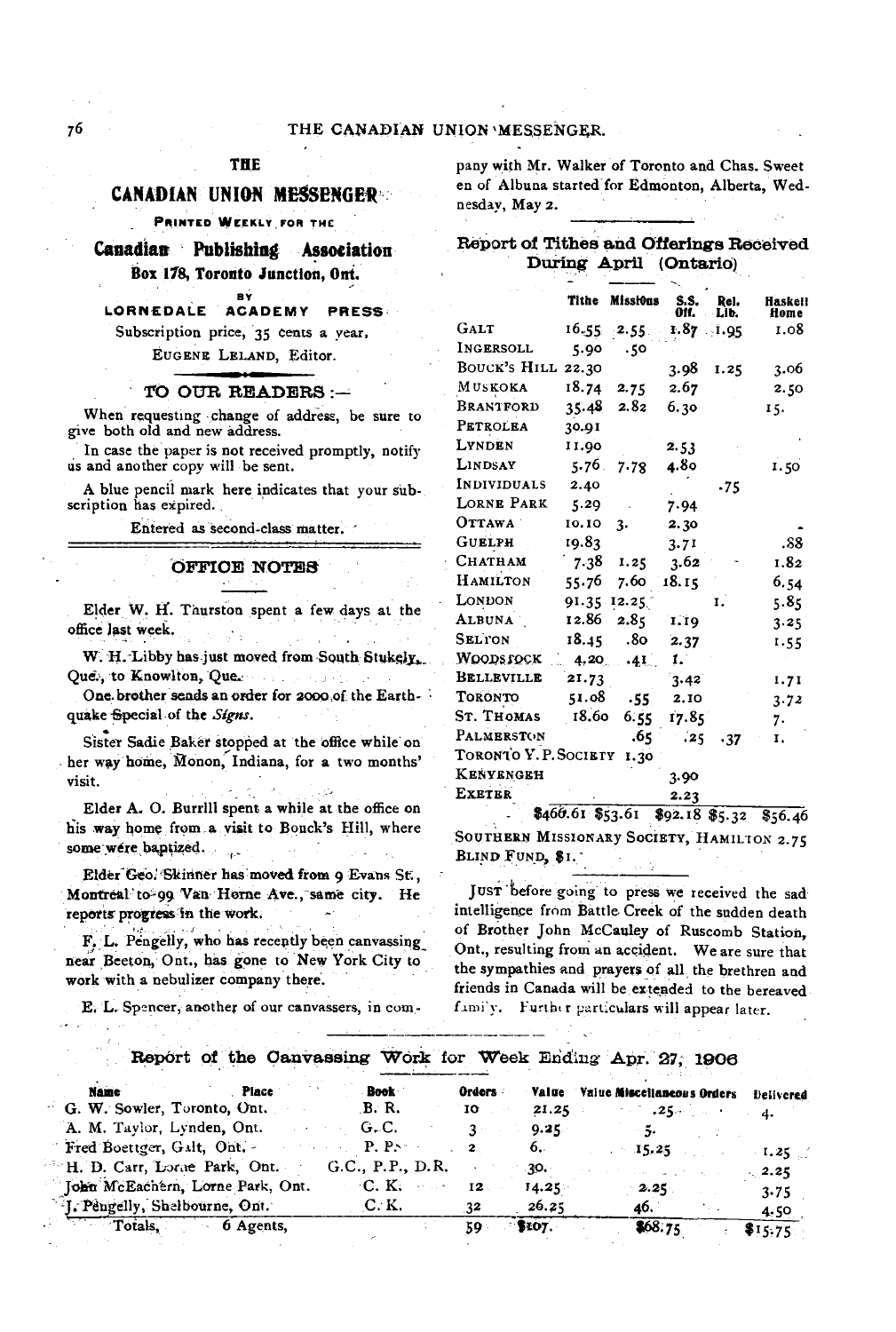## THE CANADIAN UNION MESSENGER

PRINTED WEEKLY FOR THE

**Canadian Publishing Association**

**Box 178, Toronto Junction, Ont.**

BY

LORNEDALE ACADEMY PRESS

Subscription price, 35 cents a year.

EUGENE LELAND, Editor.

### TO OUR READERS :—

When requesting change of address, be sure to give both old and new address.

In case the paper is not received promptly, notify us and another copy will be sent.

A blue pencil mark here indicates that your subscription has expired.

Entered as second-class matter.

### OFFICE NOTES

Elder W. H. Thurston spent a few days at the office last week.

W. H. Libby has just moved from South Stukely, Que., to Knowlton, Que.

One brother sends an order for 2000 of the Earthquake Special of the *Signs*.

Sister Sadie Baker stopped at the office while on her way home, Monon, Indiana, for a two months' visit.

Elder A. O. Burrill spent a while at the office on his way home from a visit to Bouck's Hill, where some were baptized.

Elder Geo. Skinner has moved from 9 Evans St., Montreal to 99 Van Horne Ave., same city. He reports progress in the work.

F. L. Pengelly, who has recently been canvassing near Beeton, Ont., has gone to New York City to work with a nebulizer company there.

E. L. Spencer, another of our canvassers, in company with Mr. Walker of Toronto and Chas. Sweeten of Albuna started for Edmonton, Alberta, Wednesday, May 2.

### Report of Tithes and Offerings Received During April (Ontario)

| | Tithe | Missions | S.S. Off. | Rel. Lib. | Haskell Home |
|---|---|---|---|---|---|
| GALT | 16.55 | 2.55 | 1.87 | 1.95 | 1.08 |
| INGERSOLL | 5.90 | .50 | | | |
| BOUCK'S HILL | 22.30 | | 3.98 | 1.25 | 3.06 |
| MUSKOKA | 18.74 | 2.75 | 2.67 | | 2.50 |
| BRANTFORD | 35.48 | 2.82 | 6.30 | | 15. |
| PETROLEA | 30.91 | | | | |
| LYNDEN | 11.90 | | 2.53 | | |
| LINDSAY | 5.76 | 7.78 | 4.80 | | 1.50 |
| INDIVIDUALS | 2.40 | | | .75 | |
| LORNE PARK | 5.29 | | 7.94 | | |
| OTTAWA | 10.10 | 3. | 2.30 | | - |
| GUELPH | 19.83 | | 3.71 | | .88 |
| CHATHAM | 7.38 | 1.25 | 3.62 | - | 1.82 |
| HAMILTON | 55.76 | 7.60 | 18.15 | | 6.54 |
| LONDON | 91.35 | 12.25 | | 1. | 5.85 |
| ALBUNA | 12.86 | 2.85 | 1.19 | | 3.25 |
| SELTON | 18.45 | .80 | 2.37 | | 1.55 |
| WOODSTOCK | 4.20 | .41 | 1. | | |
| BELLEVILLE | 21.73 | | 3.42 | | 1.71 |
| TORONTO | 51.08 | .55 | 2.10 | | 3.72 |
| ST. THOMAS | 18.60 | 6.55 | 17.85 | | 7. |
| PALMERSTON | | .65 | .25 | .37 | 1. |
| TORONTO Y. P. SOCIETY | 1.30 | | | | |
| KENYENGEH | | | 3.90 | | |
| EXETER | | | 2.23 | | |
| | $466.61 | $53.61 | $92.18 | $5.32 | $56.46 |

SOUTHERN MISSIONARY SOCIETY, HAMILTON 2.75

BLIND FUND, $1.

JUST before going to press we received the sad intelligence from Battle Creek of the sudden death of Brother John McCauley of Ruscomb Station, Ont., resulting from an accident. We are sure that the sympathies and prayers of all the brethren and friends in Canada will be extended to the bereaved family. Further particulars will appear later.

### Report of the Canvassing Work for Week Ending Apr. 27, 1906

| Name | Place | Book | Orders | Value | Value Miscellaneous Orders | Delivered |
|---|---|---|---|---|---|---|
| G. W. Sowler, | Toronto, Ont. | B. R. | 10 | 21.25 | .25 | 4. |
| A. M. Taylor, | Lynden, Ont. | G. C. | 3 | 9.25 | 5. | |
| Fred Boettger, | Galt, Ont. | P. P. | 2 | 6. | 15.25 | 1.25 |
| H. D. Carr, | Lorne Park, Ont. | G.C., P.P., D.R. | | 30. | | 2.25 |
| John McEachern, | Lorne Park, Ont. | C. K. | 12 | 14.25 | 2.25 | 3.75 |
| J. Pengelly, | Shelbourne, Ont. | C. K. | 32 | 26.25 | 46. | 4.50 |
| Totals, | 6 Agents, | | 59 | $107. | $68.75 | $15.75 |